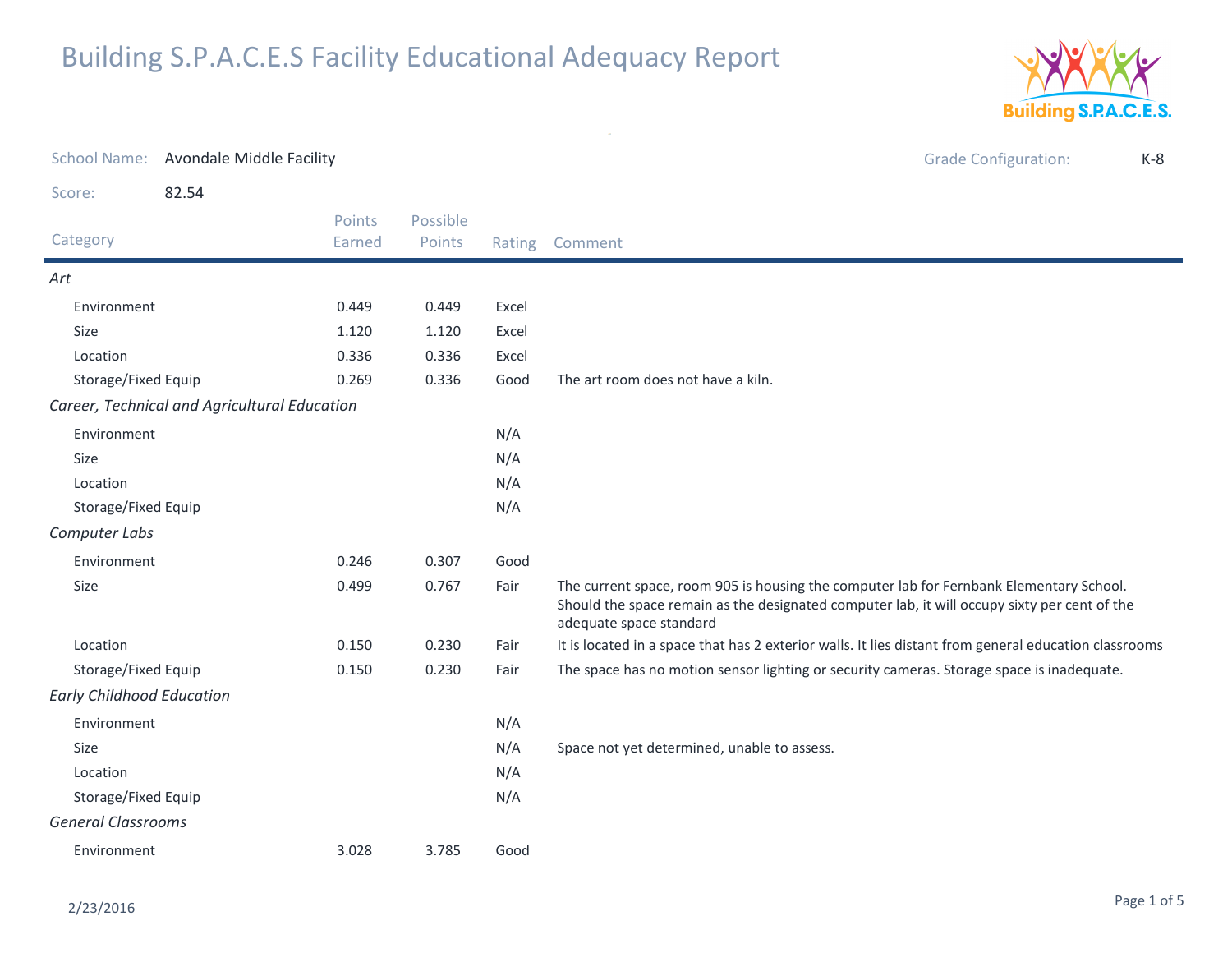# Building S.P.A.C.E.S Facility Educational Adequacy Report

School Name: Avondale Middle Facility

Grade Configuration: K-8

Score: 82.54

| Category | Points Earned | Possible Points | Rating | Comment |
|---|---|---|---|---|
| *Art* | | | | |
| Environment | 0.449 | 0.449 | Excel | |
| Size | 1.120 | 1.120 | Excel | |
| Location | 0.336 | 0.336 | Excel | |
| Storage/Fixed Equip | 0.269 | 0.336 | Good | The art room does not have a kiln. |
| *Career, Technical and Agricultural Education* | | | | |
| Environment | | | N/A | |
| Size | | | N/A | |
| Location | | | N/A | |
| Storage/Fixed Equip | | | N/A | |
| *Computer Labs* | | | | |
| Environment | 0.246 | 0.307 | Good | |
| Size | 0.499 | 0.767 | Fair | The current space, room 905 is housing the computer lab for Fernbank Elementary School. Should the space remain as the designated computer lab, it will occupy sixty per cent of the adequate space standard |
| Location | 0.150 | 0.230 | Fair | It is located in a space that has 2 exterior walls. It lies distant from general education classrooms |
| Storage/Fixed Equip | 0.150 | 0.230 | Fair | The space has no motion sensor lighting or security cameras. Storage space is inadequate. |
| *Early Childhood Education* | | | | |
| Environment | | | N/A | |
| Size | | | N/A | Space not yet determined, unable to assess. |
| Location | | | N/A | |
| Storage/Fixed Equip | | | N/A | |
| *General Classrooms* | | | | |
| Environment | 3.028 | 3.785 | Good | |

2/23/2016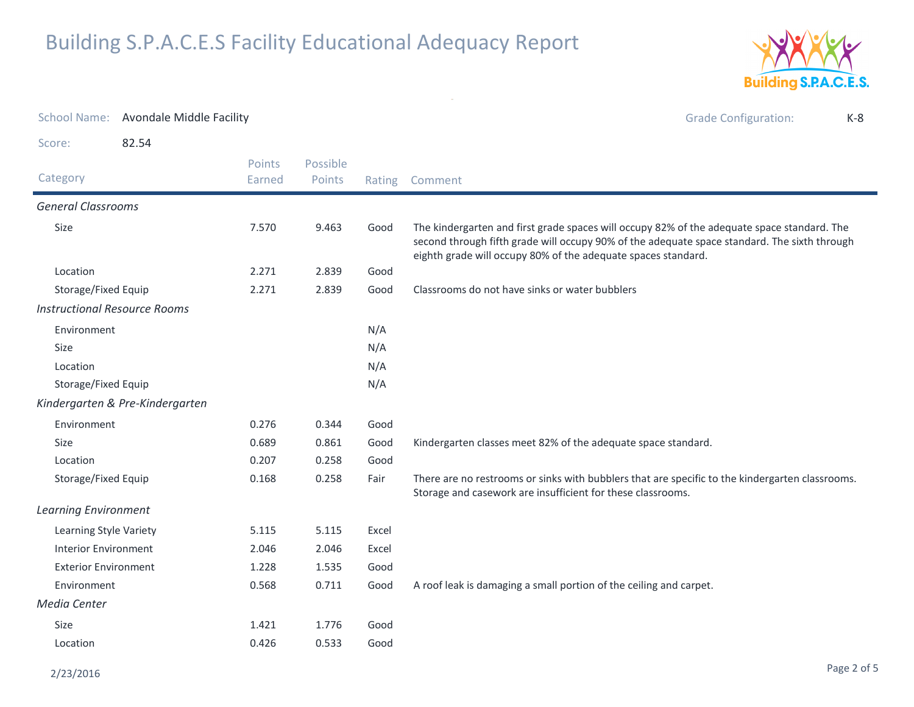# Building S.P.A.C.E.S Facility Educational Adequacy Report

School Name: Avondale Middle Facility

Grade Configuration: K-8

Score: 82.54

| Category | Points Earned | Possible Points | Rating | Comment |
|---|---|---|---|---|
| ***General Classrooms*** | | | | |
| Size | 7.570 | 9.463 | Good | The kindergarten and first grade spaces will occupy 82% of the adequate space standard. The second through fifth grade will occupy 90% of the adequate space standard. The sixth through eighth grade will occupy 80% of the adequate spaces standard. |
| Location | 2.271 | 2.839 | Good | |
| Storage/Fixed Equip | 2.271 | 2.839 | Good | Classrooms do not have sinks or water bubblers |
| ***Instructional Resource Rooms*** | | | | |
| Environment | | | N/A | |
| Size | | | N/A | |
| Location | | | N/A | |
| Storage/Fixed Equip | | | N/A | |
| ***Kindergarten & Pre-Kindergarten*** | | | | |
| Environment | 0.276 | 0.344 | Good | |
| Size | 0.689 | 0.861 | Good | Kindergarten classes meet 82% of the adequate space standard. |
| Location | 0.207 | 0.258 | Good | |
| Storage/Fixed Equip | 0.168 | 0.258 | Fair | There are no restrooms or sinks with bubblers that are specific to the kindergarten classrooms. Storage and casework are insufficient for these classrooms. |
| ***Learning Environment*** | | | | |
| Learning Style Variety | 5.115 | 5.115 | Excel | |
| Interior Environment | 2.046 | 2.046 | Excel | |
| Exterior Environment | 1.228 | 1.535 | Good | |
| Environment | 0.568 | 0.711 | Good | A roof leak is damaging a small portion of the ceiling and carpet. |
| ***Media Center*** | | | | |
| Size | 1.421 | 1.776 | Good | |
| Location | 0.426 | 0.533 | Good | |

2/23/2016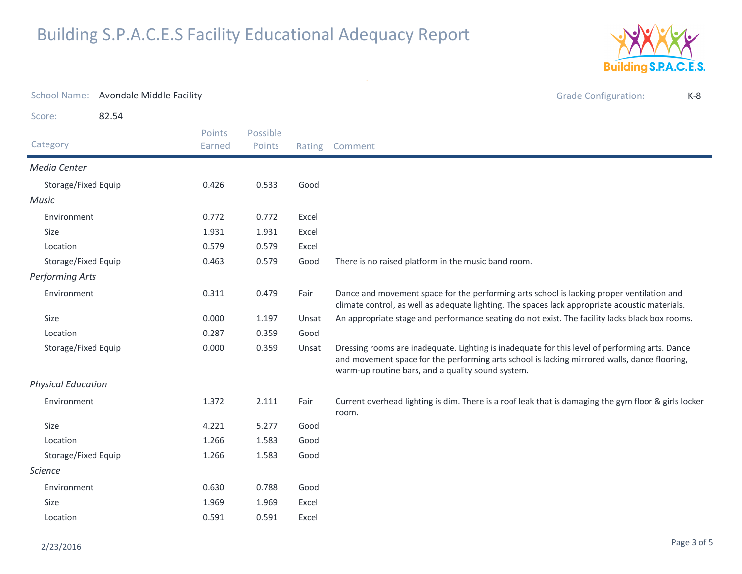# Building S.P.A.C.E.S Facility Educational Adequacy Report

School Name: Avondale Middle Facility

Grade Configuration: K-8

Score: 82.54

| Category | Points Earned | Possible Points | Rating | Comment |
|---|---|---|---|---|
| *Media Center* | | | | |
| Storage/Fixed Equip | 0.426 | 0.533 | Good | |
| *Music* | | | | |
| Environment | 0.772 | 0.772 | Excel | |
| Size | 1.931 | 1.931 | Excel | |
| Location | 0.579 | 0.579 | Excel | |
| Storage/Fixed Equip | 0.463 | 0.579 | Good | There is no raised platform in the music band room. |
| *Performing Arts* | | | | |
| Environment | 0.311 | 0.479 | Fair | Dance and movement space for the performing arts school is lacking proper ventilation and climate control, as well as adequate lighting. The spaces lack appropriate acoustic materials. |
| Size | 0.000 | 1.197 | Unsat | An appropriate stage and performance seating do not exist. The facility lacks black box rooms. |
| Location | 0.287 | 0.359 | Good | |
| Storage/Fixed Equip | 0.000 | 0.359 | Unsat | Dressing rooms are inadequate. Lighting is inadequate for this level of performing arts. Dance and movement space for the performing arts school is lacking mirrored walls, dance flooring, warm-up routine bars, and a quality sound system. |
| *Physical Education* | | | | |
| Environment | 1.372 | 2.111 | Fair | Current overhead lighting is dim. There is a roof leak that is damaging the gym floor & girls locker room. |
| Size | 4.221 | 5.277 | Good | |
| Location | 1.266 | 1.583 | Good | |
| Storage/Fixed Equip | 1.266 | 1.583 | Good | |
| *Science* | | | | |
| Environment | 0.630 | 0.788 | Good | |
| Size | 1.969 | 1.969 | Excel | |
| Location | 0.591 | 0.591 | Excel | |

2/23/2016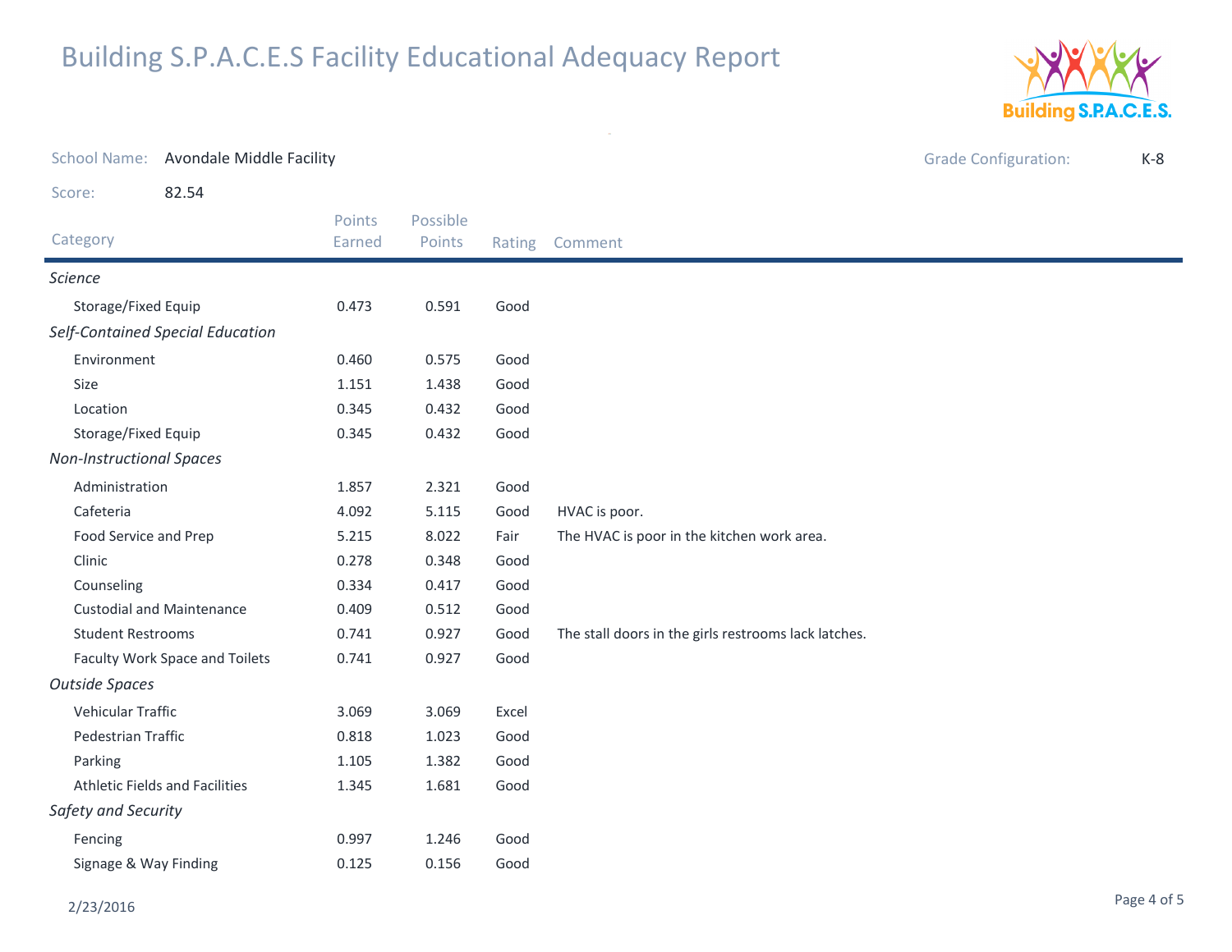# Building S.P.A.C.E.S Facility Educational Adequacy Report

School Name: Avondale Middle Facility

Grade Configuration: K-8

Score: 82.54

| Category | Points Earned | Possible Points | Rating | Comment |
|---|---|---|---|---|
| *Science* | | | | |
| Storage/Fixed Equip | 0.473 | 0.591 | Good | |
| *Self-Contained Special Education* | | | | |
| Environment | 0.460 | 0.575 | Good | |
| Size | 1.151 | 1.438 | Good | |
| Location | 0.345 | 0.432 | Good | |
| Storage/Fixed Equip | 0.345 | 0.432 | Good | |
| *Non-Instructional Spaces* | | | | |
| Administration | 1.857 | 2.321 | Good | |
| Cafeteria | 4.092 | 5.115 | Good | HVAC is poor. |
| Food Service and Prep | 5.215 | 8.022 | Fair | The HVAC is poor in the kitchen work area. |
| Clinic | 0.278 | 0.348 | Good | |
| Counseling | 0.334 | 0.417 | Good | |
| Custodial and Maintenance | 0.409 | 0.512 | Good | |
| Student Restrooms | 0.741 | 0.927 | Good | The stall doors in the girls restrooms lack latches. |
| Faculty Work Space and Toilets | 0.741 | 0.927 | Good | |
| *Outside Spaces* | | | | |
| Vehicular Traffic | 3.069 | 3.069 | Excel | |
| Pedestrian Traffic | 0.818 | 1.023 | Good | |
| Parking | 1.105 | 1.382 | Good | |
| Athletic Fields and Facilities | 1.345 | 1.681 | Good | |
| *Safety and Security* | | | | |
| Fencing | 0.997 | 1.246 | Good | |
| Signage & Way Finding | 0.125 | 0.156 | Good | |

2/23/2016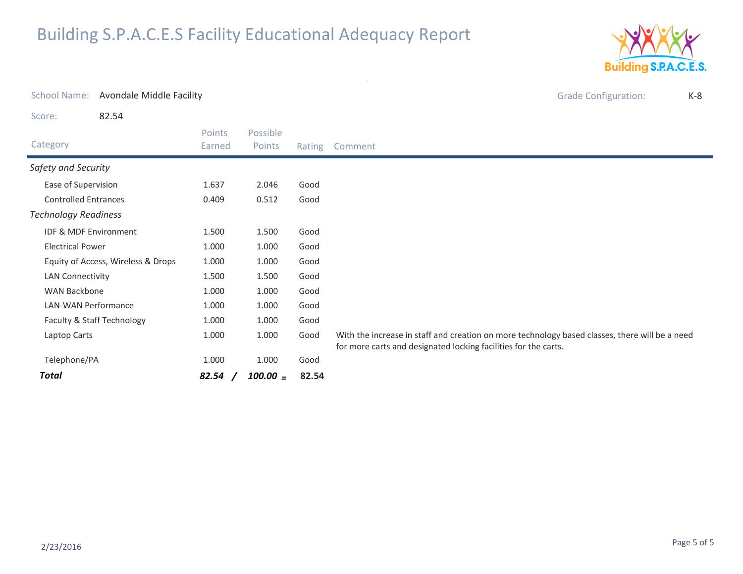# Building S.P.A.C.E.S Facility Educational Adequacy Report

School Name: Avondale Middle Facility

Grade Configuration: K-8

Score: 82.54

| Category | Points Earned | Possible Points | Rating | Comment |
|---|---|---|---|---|
| *Safety and Security* | | | | |
| Ease of Supervision | 1.637 | 2.046 | Good | |
| Controlled Entrances | 0.409 | 0.512 | Good | |
| *Technology Readiness* | | | | |
| IDF & MDF Environment | 1.500 | 1.500 | Good | |
| Electrical Power | 1.000 | 1.000 | Good | |
| Equity of Access, Wireless & Drops | 1.000 | 1.000 | Good | |
| LAN Connectivity | 1.500 | 1.500 | Good | |
| WAN Backbone | 1.000 | 1.000 | Good | |
| LAN-WAN Performance | 1.000 | 1.000 | Good | |
| Faculty & Staff Technology | 1.000 | 1.000 | Good | |
| Laptop Carts | 1.000 | 1.000 | Good | With the increase in staff and creation on more technology based classes, there will be a need for more carts and designated locking facilities for the carts. |
| Telephone/PA | 1.000 | 1.000 | Good | |
| ***Total*** | ***82.54 /*** | ***100.00 =*** | **82.54** | |

2/23/2016